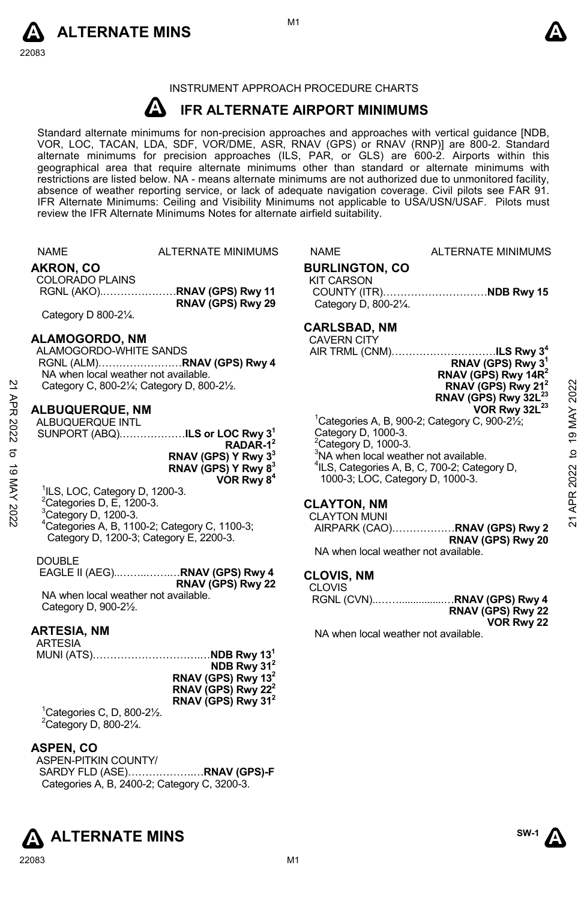INSTRUMENT APPROACH PROCEDURE CHARTS

# IFR ALTERNATE AIRPORT MINIMUMS

Standard alternate minimums for non-precision approaches and approaches with vertical guidance [NDB, VOR, LOC, TACAN, LDA, SDF, VOR/DME, ASR, RNAV (GPS) or RNAV (RNP)] are 800-2. Standard alternate minimums for precision approaches (ILS, PAR, or GLS) are 600-2. Airports within this geographical area that require alternate minimums other than standard or alternate minimums with restrictions are listed below. NA - means alternate minimums are not authorized due to unmonitored facility, absence of weather reporting service, or lack of adequate navigation coverage. Civil pilots see FAR 91. IFR Alternate Minimums: Ceiling and Visibility Minimums not applicable to USA/USN/USAF. Pilots must review the IFR Alternate Minimums Notes for alternate airfield suitability.

NAME — ALTERNATE MINIMUMS

## AKRON, CO

COLORADO PLAINS RGNL (AKO)…………………**RNAV (GPS) Rwy 11**
**RNAV (GPS) Rwy 29**

Category D 800-2¼.

## ALAMOGORDO, NM

ALAMOGORDO-WHITE SANDS RGNL (ALM)……………………**RNAV (GPS) Rwy 4**

NA when local weather not available.
Category C, 800-2¼; Category D, 800-2½.

## ALBUQUERQUE, NM

ALBUQUERQUE INTL SUNPORT (ABQ)………………**ILS or LOC Rwy 3**[1]
**RADAR-1**[2]
**RNAV (GPS) Y Rwy 3**[3]
**RNAV (GPS) Y Rwy 8**[3]
**VOR Rwy 8**[4]

[1]ILS, LOC, Category D, 1200-3.
[2]Categories D, E, 1200-3.
[3]Category D, 1200-3.
[4]Categories A, B, 1100-2; Category C, 1100-3; Category D, 1200-3; Category E, 2200-3.

DOUBLE EAGLE II (AEG)..……..……..…**RNAV (GPS) Rwy 4**
**RNAV (GPS) Rwy 22**

NA when local weather not available.
Category D, 900-2½.

## ARTESIA, NM

ARTESIA MUNI (ATS)……………………………..…**NDB Rwy 13**[1]
**NDB Rwy 31**[2]
**RNAV (GPS) Rwy 13**[2]
**RNAV (GPS) Rwy 22**[2]
**RNAV (GPS) Rwy 31**[2]

[1]Categories C, D, 800-2½.
[2]Category D, 800-2¼.

## ASPEN, CO

ASPEN-PITKIN COUNTY/ SARDY FLD (ASE)………………..…**RNAV (GPS)-F**

Categories A, B, 2400-2; Category C, 3200-3.

## BURLINGTON, CO

KIT CARSON COUNTY (ITR)…………………………**NDB Rwy 15**

Category D, 800-2¼.

## CARLSBAD, NM

CAVERN CITY AIR TRML (CNM)…………………………**ILS Rwy 3**[4]
**RNAV (GPS) Rwy 3**[1]
**RNAV (GPS) Rwy 14R**[2]
**RNAV (GPS) Rwy 21**[2]
**RNAV (GPS) Rwy 32L**[23]
**VOR Rwy 32L**[23]

[1]Categories A, B, 900-2; Category C, 900-2½; Category D, 1000-3.
[2]Category D, 1000-3.
[3]NA when local weather not available.
[4]ILS, Categories A, B, C, 700-2; Category D, 1000-3; LOC, Category D, 1000-3.

## CLAYTON, NM

CLAYTON MUNI AIRPARK (CAO)………………**RNAV (GPS) Rwy 2**
**RNAV (GPS) Rwy 20**

NA when local weather not available.

## CLOVIS, NM

CLOVIS RGNL (CVN)..……................…**RNAV (GPS) Rwy 4**
**RNAV (GPS) Rwy 22**
**VOR Rwy 22**

NA when local weather not available.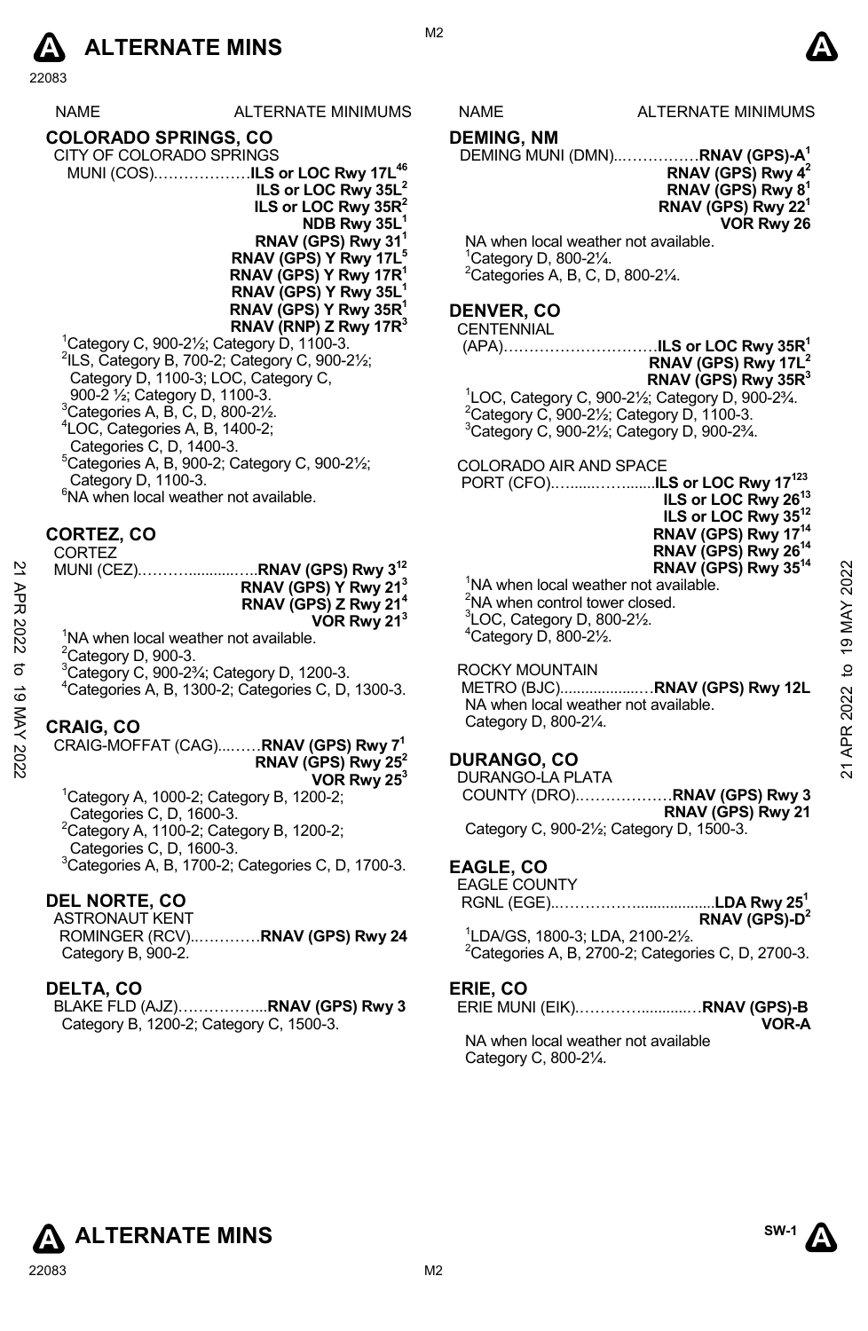# ALTERNATE MINS

| NAME | ALTERNATE MINIMUMS |
|---|---|

## COLORADO SPRINGS, CO

CITY OF COLORADO SPRINGS MUNI (COS)……………….**ILS or LOC Rwy 17L[4][6]**
**ILS or LOC Rwy 35L[2]**
**ILS or LOC Rwy 35R[2]**
**NDB Rwy 35L[1]**
**RNAV (GPS) Rwy 31[1]**
**RNAV (GPS) Y Rwy 17L[5]**
**RNAV (GPS) Y Rwy 17R[1]**
**RNAV (GPS) Y Rwy 35L[1]**
**RNAV (GPS) Y Rwy 35R[1]**
**RNAV (RNP) Z Rwy 17R[3]**

[1]Category C, 900-2½; Category D, 1100-3.
[2]ILS, Category B, 700-2; Category C, 900-2½; Category D, 1100-3; LOC, Category C, 900-2 ½; Category D, 1100-3.
[3]Categories A, B, C, D, 800-2½.
[4]LOC, Categories A, B, 1400-2; Categories C, D, 1400-3.
[5]Categories A, B, 900-2; Category C, 900-2½; Category D, 1100-3.
[6]NA when local weather not available.

## CORTEZ, CO

CORTEZ MUNI (CEZ)………...........…..**RNAV (GPS) Rwy 3[1][2]**
**RNAV (GPS) Y Rwy 21[3]**
**RNAV (GPS) Z Rwy 21[4]**
**VOR Rwy 21[3]**

[1]NA when local weather not available.
[2]Category D, 900-3.
[3]Category C, 900-2¾; Category D, 1200-3.
[4]Categories A, B, 1300-2; Categories C, D, 1300-3.

## CRAIG, CO

CRAIG-MOFFAT (CAG)...……**RNAV (GPS) Rwy 7[1]**
**RNAV (GPS) Rwy 25[2]**
**VOR Rwy 25[3]**

[1]Category A, 1000-2; Category B, 1200-2; Categories C, D, 1600-3.
[2]Category A, 1100-2; Category B, 1200-2; Categories C, D, 1600-3.
[3]Categories A, B, 1700-2; Categories C, D, 1700-3.

## DEL NORTE, CO

ASTRONAUT KENT ROMINGER (RCV)..…………**RNAV (GPS) Rwy 24**
Category B, 900-2.

## DELTA, CO

BLAKE FLD (AJZ)……………...**RNAV (GPS) Rwy 3**
Category B, 1200-2; Category C, 1500-3.

## DEMING, NM

DEMING MUNI (DMN)...……………**RNAV (GPS)-A[1]**
**RNAV (GPS) Rwy 4[2]**
**RNAV (GPS) Rwy 8[1]**
**RNAV (GPS) Rwy 22[1]**
**VOR Rwy 26**

NA when local weather not available.
[1]Category D, 800-2¼.
[2]Categories A, B, C, D, 800-2¼.

## DENVER, CO

CENTENNIAL (APA)………………………….**ILS or LOC Rwy 35R[1]**
**RNAV (GPS) Rwy 17L[2]**
**RNAV (GPS) Rwy 35R[3]**

[1]LOC, Category C, 900-2½; Category D, 900-2¾.
[2]Category C, 900-2½; Category D, 1100-3.
[3]Category C, 900-2½; Category D, 900-2¾.

COLORADO AIR AND SPACE PORT (CFO)…......……......**ILS or LOC Rwy 17[1][2][3]**
**ILS or LOC Rwy 26[1][3]**
**ILS or LOC Rwy 35[1][2]**
**RNAV (GPS) Rwy 17[1][4]**
**RNAV (GPS) Rwy 26[1][4]**
**RNAV (GPS) Rwy 35[1][4]**

[1]NA when local weather not available.
[2]NA when control tower closed.
[3]LOC, Category D, 800-2½.
[4]Category D, 800-2½.

ROCKY MOUNTAIN METRO (BJC)....................…**RNAV (GPS) Rwy 12L**
NA when local weather not available.
Category D, 800-2¼.

## DURANGO, CO

DURANGO-LA PLATA COUNTY (DRO)..………………**RNAV (GPS) Rwy 3**
**RNAV (GPS) Rwy 21**
Category C, 900-2½; Category D, 1500-3.

## EAGLE, CO

EAGLE COUNTY RGNL (EGE)..……………...................**LDA Rwy 25[1]**
**RNAV (GPS)-D[2]**

[1]LDA/GS, 1800-3; LDA, 2100-2½.
[2]Categories A, B, 2700-2; Categories C, D, 2700-3.

## ERIE, CO

ERIE MUNI (EIK)..………..............…**RNAV (GPS)-B**
**VOR-A**

NA when local weather not available
Category C, 800-2¼.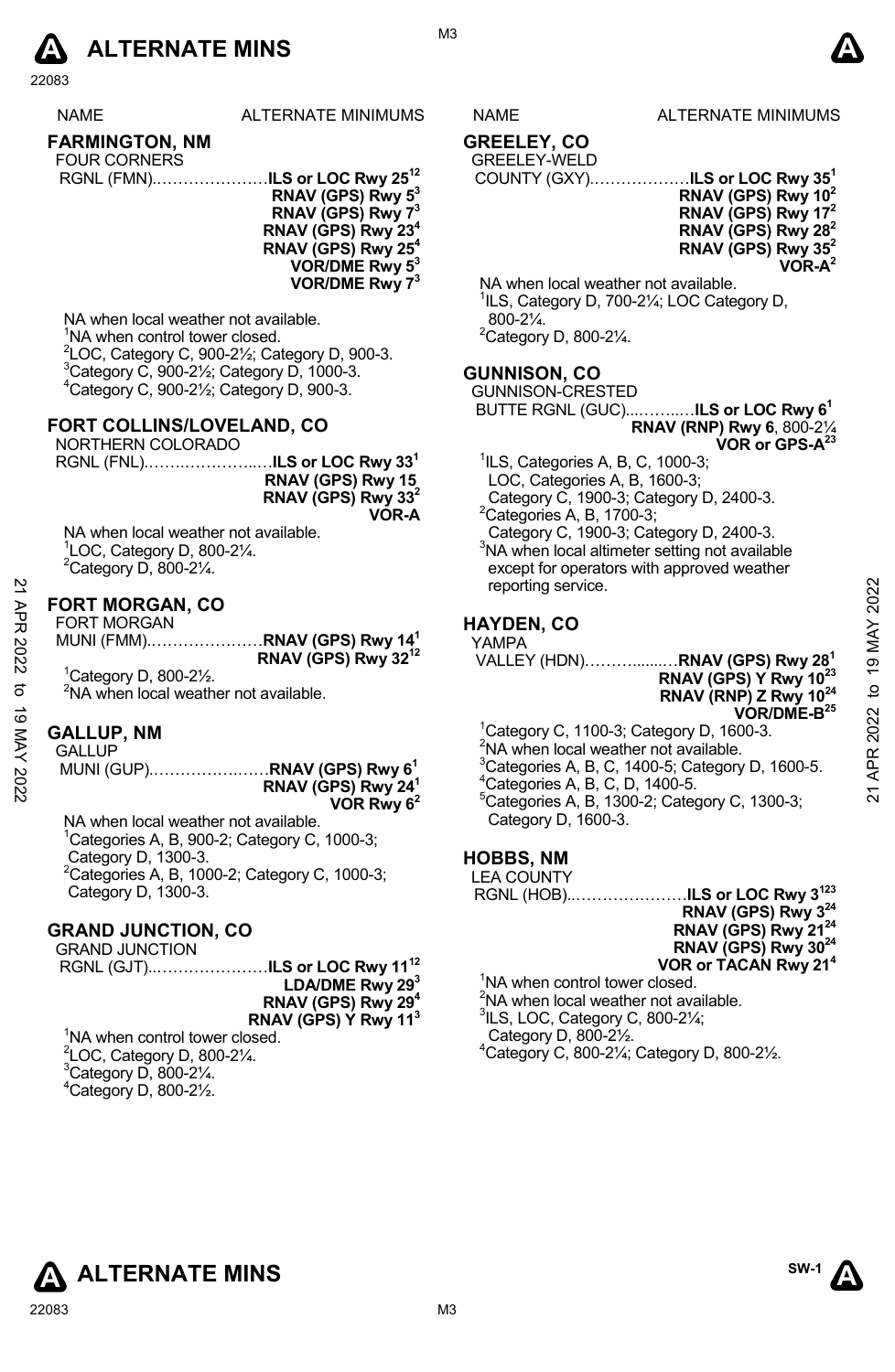# ALTERNATE MINS

| NAME | ALTERNATE MINIMUMS |
|---|---|

## FARMINGTON, NM

FOUR CORNERS
RGNL (FMN)......................**ILS or LOC Rwy 25**[1][2]
**RNAV (GPS) Rwy 5**[3]
**RNAV (GPS) Rwy 7**[3]
**RNAV (GPS) Rwy 23**[4]
**RNAV (GPS) Rwy 25**[4]
**VOR/DME Rwy 5**[3]
**VOR/DME Rwy 7**[3]

NA when local weather not available.
[1]NA when control tower closed.
[2]LOC, Category C, 900-2½; Category D, 900-3.
[3]Category C, 900-2½; Category D, 1000-3.
[4]Category C, 900-2½; Category D, 900-3.

## FORT COLLINS/LOVELAND, CO

NORTHERN COLORADO
RGNL (FNL)..........................**ILS or LOC Rwy 33**[1]
**RNAV (GPS) Rwy 15**
**RNAV (GPS) Rwy 33**[2]
**VOR-A**

NA when local weather not available.
[1]LOC, Category D, 800-2¼.
[2]Category D, 800-2¼.

## FORT MORGAN, CO

FORT MORGAN
MUNI (FMM)......................**RNAV (GPS) Rwy 14**[1]
**RNAV (GPS) Rwy 32**[1][2]

[1]Category D, 800-2½.
[2]NA when local weather not available.

## GALLUP, NM

GALLUP
MUNI (GUP)......................**RNAV (GPS) Rwy 6**[1]
**RNAV (GPS) Rwy 24**[1]
**VOR Rwy 6**[2]

NA when local weather not available.
[1]Categories A, B, 900-2; Category C, 1000-3; Category D, 1300-3.
[2]Categories A, B, 1000-2; Category C, 1000-3; Category D, 1300-3.

## GRAND JUNCTION, CO

GRAND JUNCTION
RGNL (GJT)......................**ILS or LOC Rwy 11**[1][2]
**LDA/DME Rwy 29**[3]
**RNAV (GPS) Rwy 29**[4]
**RNAV (GPS) Y Rwy 11**[3]

[1]NA when control tower closed.
[2]LOC, Category D, 800-2¼.
[3]Category D, 800-2¼.
[4]Category D, 800-2½.

## GREELEY, CO

GREELEY-WELD
COUNTY (GXY)......................**ILS or LOC Rwy 35**[1]
**RNAV (GPS) Rwy 10**[2]
**RNAV (GPS) Rwy 17**[2]
**RNAV (GPS) Rwy 28**[2]
**RNAV (GPS) Rwy 35**[2]
**VOR-A**[2]

NA when local weather not available.
[1]ILS, Category D, 700-2¼; LOC Category D, 800-2¼.
[2]Category D, 800-2¼.

## GUNNISON, CO

GUNNISON-CRESTED
BUTTE RGNL (GUC)..............**ILS or LOC Rwy 6**[1]
**RNAV (RNP) Rwy 6**, 800-2¼
**VOR or GPS-A**[2][3]

[1]ILS, Categories A, B, C, 1000-3; LOC, Categories A, B, 1600-3; Category C, 1900-3; Category D, 2400-3.
[2]Categories A, B, 1700-3; Category C, 1900-3; Category D, 2400-3.
[3]NA when local altimeter setting not available except for operators with approved weather reporting service.

## HAYDEN, CO

YAMPA
VALLEY (HDN)....................**RNAV (GPS) Rwy 28**[1]
**RNAV (GPS) Y Rwy 10**[2][3]
**RNAV (RNP) Z Rwy 10**[2][4]
**VOR/DME-B**[2][5]

[1]Category C, 1100-3; Category D, 1600-3.
[2]NA when local weather not available.
[3]Categories A, B, C, 1400-5; Category D, 1600-5.
[4]Categories A, B, C, D, 1400-5.
[5]Categories A, B, 1300-2; Category C, 1300-3; Category D, 1600-3.

## HOBBS, NM

LEA COUNTY
RGNL (HOB)......................**ILS or LOC Rwy 3**[1][2][3]
**RNAV (GPS) Rwy 3**[2][4]
**RNAV (GPS) Rwy 21**[2][4]
**RNAV (GPS) Rwy 30**[2][4]
**VOR or TACAN Rwy 21**[4]

[1]NA when control tower closed.
[2]NA when local weather not available.
[3]ILS, LOC, Category C, 800-2¼; Category D, 800-2½.
[4]Category C, 800-2¼; Category D, 800-2½.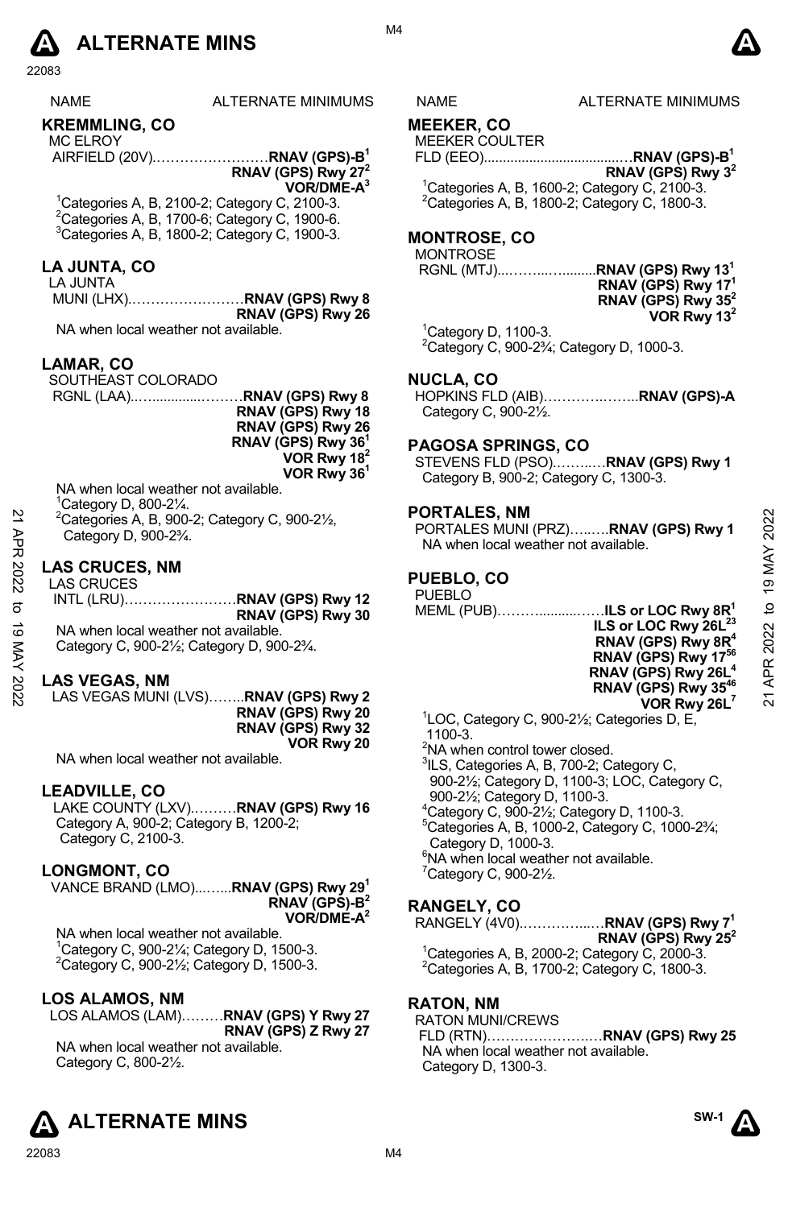# ALTERNATE MINS

| NAME | ALTERNATE MINIMUMS |
|---|---|

## KREMMLING, CO

MC ELROY
AIRFIELD (20V)……………………**RNAV (GPS)-B**[1]
**RNAV (GPS) Rwy 27**[2]
**VOR/DME-A**[3]

[1]Categories A, B, 2100-2; Category C, 2100-3.
[2]Categories A, B, 1700-6; Category C, 1900-6.
[3]Categories A, B, 1800-2; Category C, 1900-3.

## LA JUNTA, CO

LA JUNTA
MUNI (LHX)……………………**RNAV (GPS) Rwy 8**
**RNAV (GPS) Rwy 26**

NA when local weather not available.

## LAMAR, CO

SOUTHEAST COLORADO
RGNL (LAA)……………………**RNAV (GPS) Rwy 8**
**RNAV (GPS) Rwy 18**
**RNAV (GPS) Rwy 26**
**RNAV (GPS) Rwy 36**[1]
**VOR Rwy 18**[2]
**VOR Rwy 36**[1]

NA when local weather not available.
[1]Category D, 800-2¼.
[2]Categories A, B, 900-2; Category C, 900-2½, Category D, 900-2¾.

## LAS CRUCES, NM

LAS CRUCES
INTL (LRU)……………………**RNAV (GPS) Rwy 12**
**RNAV (GPS) Rwy 30**

NA when local weather not available.
Category C, 900-2½; Category D, 900-2¾.

## LAS VEGAS, NM

LAS VEGAS MUNI (LVS)……..**RNAV (GPS) Rwy 2**
**RNAV (GPS) Rwy 20**
**RNAV (GPS) Rwy 32**
**VOR Rwy 20**

NA when local weather not available.

## LEADVILLE, CO

LAKE COUNTY (LXV)…………**RNAV (GPS) Rwy 16**
Category A, 900-2; Category B, 1200-2; Category C, 2100-3.

## LONGMONT, CO

VANCE BRAND (LMO)……..**RNAV (GPS) Rwy 29**[1]
**RNAV (GPS)-B**[2]
**VOR/DME-A**[2]

NA when local weather not available.
[1]Category C, 900-2¼; Category D, 1500-3.
[2]Category C, 900-2½; Category D, 1500-3.

## LOS ALAMOS, NM

LOS ALAMOS (LAM)………**RNAV (GPS) Y Rwy 27**
**RNAV (GPS) Z Rwy 27**

NA when local weather not available.
Category C, 800-2½.

## MEEKER, CO

MEEKER COULTER
FLD (EEO)………………………………**RNAV (GPS)-B**[1]
**RNAV (GPS) Rwy 3**[2]

[1]Categories A, B, 1600-2; Category C, 2100-3.
[2]Categories A, B, 1800-2; Category C, 1800-3.

## MONTROSE, CO

MONTROSE
RGNL (MTJ)…………………**RNAV (GPS) Rwy 13**[1]
**RNAV (GPS) Rwy 17**[1]
**RNAV (GPS) Rwy 35**[2]
**VOR Rwy 13**[2]

[1]Category D, 1100-3.
[2]Category C, 900-2¾; Category D, 1000-3.

## NUCLA, CO

HOPKINS FLD (AIB)……………………**RNAV (GPS)-A**
Category C, 900-2½.

## PAGOSA SPRINGS, CO

STEVENS FLD (PSO)……….**RNAV (GPS) Rwy 1**
Category B, 900-2; Category C, 1300-3.

## PORTALES, NM

PORTALES MUNI (PRZ)……..**RNAV (GPS) Rwy 1**
NA when local weather not available.

## PUEBLO, CO

PUEBLO
MEML (PUB)……………………**ILS or LOC Rwy 8R**[1]
**ILS or LOC Rwy 26L**[23]
**RNAV (GPS) Rwy 8R**[4]
**RNAV (GPS) Rwy 17**[56]
**RNAV (GPS) Rwy 26L**[4]
**RNAV (GPS) Rwy 35**[46]
**VOR Rwy 26L**[7]

[1]LOC, Category C, 900-2½; Categories D, E, 1100-3.
[2]NA when control tower closed.
[3]ILS, Categories A, B, 700-2; Category C, 900-2½; Category D, 1100-3; LOC, Category C, 900-2½; Category D, 1100-3.
[4]Category C, 900-2½; Category D, 1100-3.
[5]Categories A, B, 1000-2, Category C, 1000-2¾; Category D, 1000-3.
[6]NA when local weather not available.
[7]Category C, 900-2½.

## RANGELY, CO

RANGELY (4V0)……………….**RNAV (GPS) Rwy 7**[1]
**RNAV (GPS) Rwy 25**[2]

[1]Categories A, B, 2000-2; Category C, 2000-3.
[2]Categories A, B, 1700-2; Category C, 1800-3.

## RATON, NM

RATON MUNI/CREWS
FLD (RTN)……………………….**RNAV (GPS) Rwy 25**
NA when local weather not available.
Category D, 1300-3.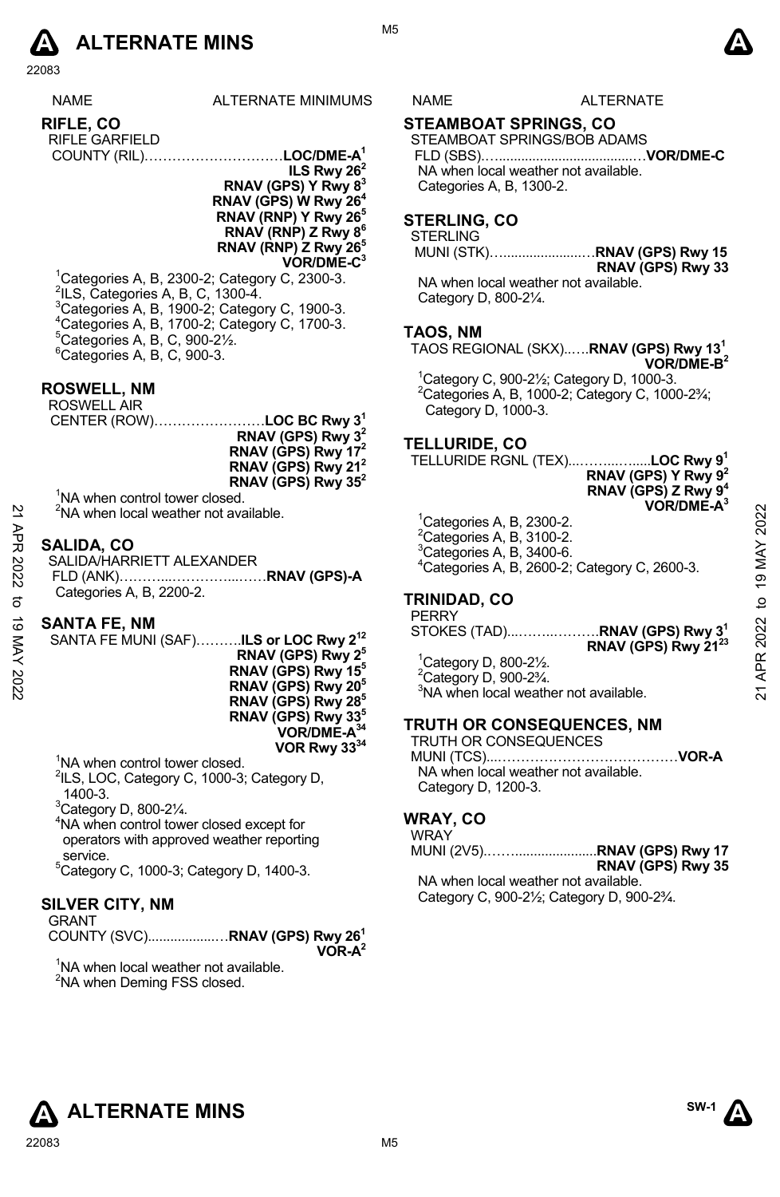# ALTERNATE MINS

22083

| NAME | ALTERNATE MINIMUMS |
|---|---|

## RIFLE, CO

RIFLE GARFIELD
COUNTY (RIL)…………………………**LOC/DME-A**[1]
**ILS Rwy 26**[2]
**RNAV (GPS) Y Rwy 8**[3]
**RNAV (GPS) W Rwy 26**[4]
**RNAV (RNP) Y Rwy 26**[5]
**RNAV (RNP) Z Rwy 8**[6]
**RNAV (RNP) Z Rwy 26**[5]
**VOR/DME-C**[3]

[1]Categories A, B, 2300-2; Category C, 2300-3.
[2]ILS, Categories A, B, C, 1300-4.
[3]Categories A, B, 1900-2; Category C, 1900-3.
[4]Categories A, B, 1700-2; Category C, 1700-3.
[5]Categories A, B, C, 900-2½.
[6]Categories A, B, C, 900-3.

## ROSWELL, NM

ROSWELL AIR
CENTER (ROW)……………………**LOC BC Rwy 3**[1]
**RNAV (GPS) Rwy 3**[2]
**RNAV (GPS) Rwy 17**[2]
**RNAV (GPS) Rwy 21**[2]
**RNAV (GPS) Rwy 35**[2]

[1]NA when control tower closed.
[2]NA when local weather not available.

## SALIDA, CO

SALIDA/HARRIETT ALEXANDER
FLD (ANK)………..……………..……**RNAV (GPS)-A**
Categories A, B, 2200-2.

## SANTA FE, NM

SANTA FE MUNI (SAF)……….**ILS or LOC Rwy 2**[12]
**RNAV (GPS) Rwy 2**[5]
**RNAV (GPS) Rwy 15**[5]
**RNAV (GPS) Rwy 20**[5]
**RNAV (GPS) Rwy 28**[5]
**RNAV (GPS) Rwy 33**[5]
**VOR/DME-A**[34]
**VOR Rwy 33**[34]

[1]NA when control tower closed.
[2]ILS, LOC, Category C, 1000-3; Category D, 1400-3.
[3]Category D, 800-2¼.
[4]NA when control tower closed except for operators with approved weather reporting service.
[5]Category C, 1000-3; Category D, 1400-3.

## SILVER CITY, NM

GRANT
COUNTY (SVC)...................…**RNAV (GPS) Rwy 26**[1]
**VOR-A**[2]

[1]NA when local weather not available.
[2]NA when Deming FSS closed.

| NAME | ALTERNATE |
|---|---|

## STEAMBOAT SPRINGS, CO

STEAMBOAT SPRINGS/BOB ADAMS
FLD (SBS)…......................................…**VOR/DME-C**
NA when local weather not available.
Categories A, B, 1300-2.

## STERLING, CO

STERLING
MUNI (STK)…......................…**RNAV (GPS) Rwy 15**
**RNAV (GPS) Rwy 33**
NA when local weather not available.
Category D, 800-2¼.

## TAOS, NM

TAOS REGIONAL (SKX)..….**RNAV (GPS) Rwy 13**[1]
**VOR/DME-B**[2]

[1]Category C, 900-2½; Category D, 1000-3.
[2]Categories A, B, 1000-2; Category C, 1000-2¾; Category D, 1000-3.

## TELLURIDE, CO

TELLURIDE RGNL (TEX)...……...…......**LOC Rwy 9**[1]
**RNAV (GPS) Y Rwy 9**[2]
**RNAV (GPS) Z Rwy 9**[4]
**VOR/DME-A**[3]

[1]Categories A, B, 2300-2.
[2]Categories A, B, 3100-2.
[3]Categories A, B, 3400-6.
[4]Categories A, B, 2600-2; Category C, 2600-3.

## TRINIDAD, CO

PERRY
STOKES (TAD)...……..……….**RNAV (GPS) Rwy 3**[1]
**RNAV (GPS) Rwy 21**[23]

[1]Category D, 800-2½.
[2]Category D, 900-2¾.
[3]NA when local weather not available.

## TRUTH OR CONSEQUENCES, NM

TRUTH OR CONSEQUENCES
MUNI (TCS)...…………………………………**VOR-A**
NA when local weather not available.
Category D, 1200-3.

## WRAY, CO

WRAY
MUNI (2V5).……......................**RNAV (GPS) Rwy 17**
**RNAV (GPS) Rwy 35**
NA when local weather not available.
Category C, 900-2½; Category D, 900-2¾.

# ALTERNATE MINS

22083